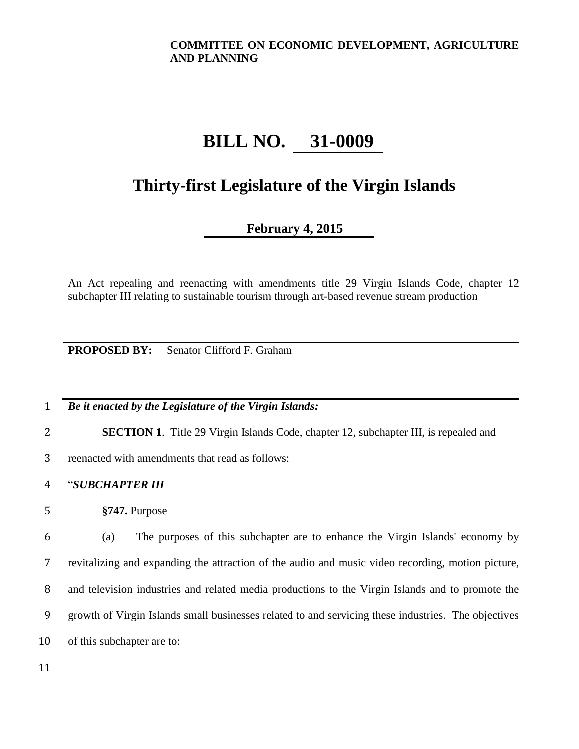**COMMITTEE ON ECONOMIC DEVELOPMENT, AGRICULTURE AND PLANNING**

# BILL NO. 31-0009

## Thirty-first Legislature of the Virgin Islands

**February 4, 2015**

An Act repealing and reenacting with amendments title 29 Virgin Islands Code, chapter 12 subchapter III relating to sustainable tourism through art-based revenue stream production

**PROPOSED BY:** Senator Clifford F. Graham

***Be it enacted by the Legislature of the Virgin Islands:***

**SECTION 1**. Title 29 Virgin Islands Code, chapter 12, subchapter III, is repealed and reenacted with amendments that read as follows:

"***SUBCHAPTER III***

**§747.** Purpose

(a) The purposes of this subchapter are to enhance the Virgin Islands' economy by revitalizing and expanding the attraction of the audio and music video recording, motion picture, and television industries and related media productions to the Virgin Islands and to promote the growth of Virgin Islands small businesses related to and servicing these industries. The objectives of this subchapter are to: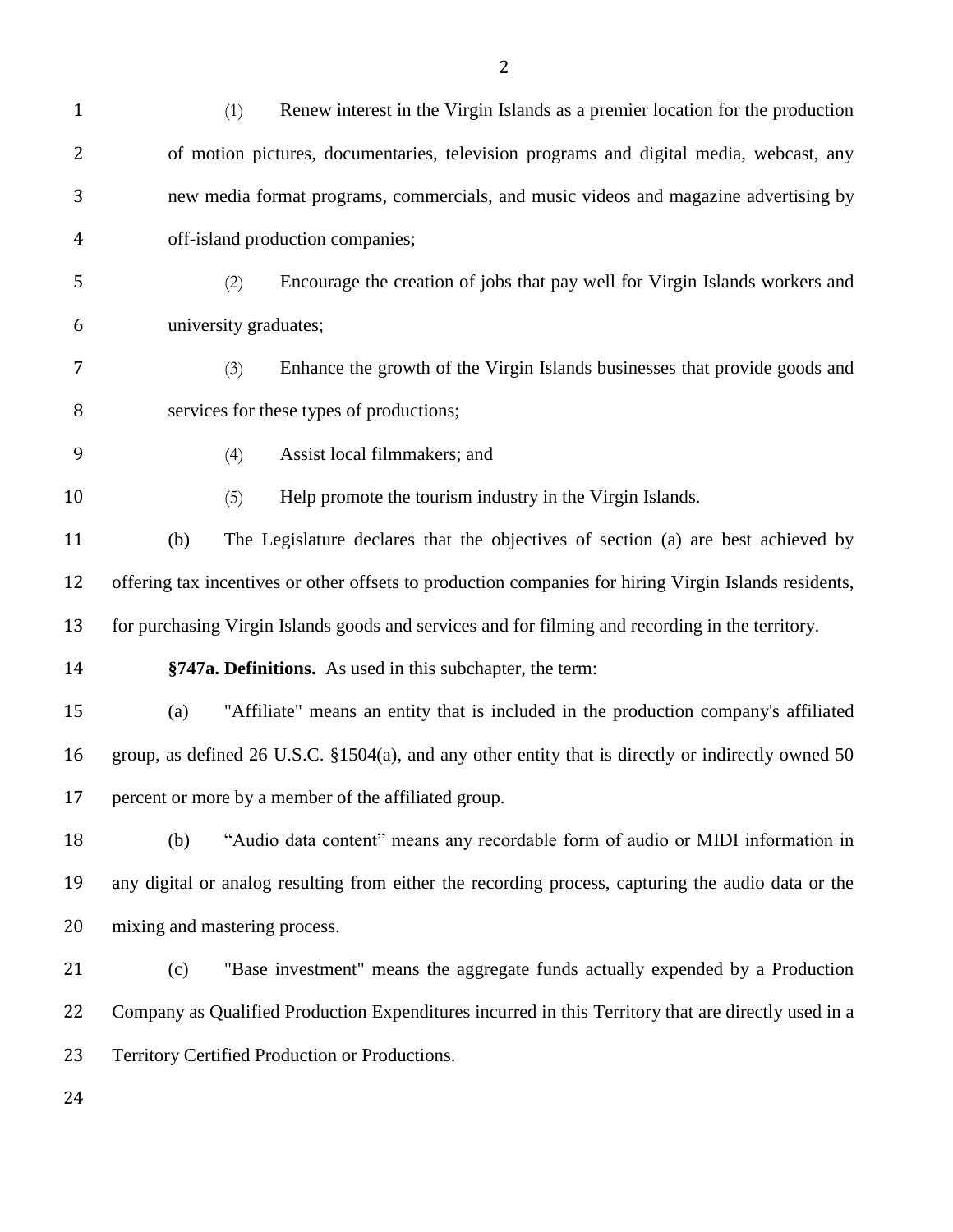(1) Renew interest in the Virgin Islands as a premier location for the production of motion pictures, documentaries, television programs and digital media, webcast, any new media format programs, commercials, and music videos and magazine advertising by off-island production companies;

(2) Encourage the creation of jobs that pay well for Virgin Islands workers and university graduates;

(3) Enhance the growth of the Virgin Islands businesses that provide goods and services for these types of productions;

(4) Assist local filmmakers; and

(5) Help promote the tourism industry in the Virgin Islands.

(b) The Legislature declares that the objectives of section (a) are best achieved by offering tax incentives or other offsets to production companies for hiring Virgin Islands residents, for purchasing Virgin Islands goods and services and for filming and recording in the territory.

**§747a. Definitions.** As used in this subchapter, the term:

(a) "Affiliate" means an entity that is included in the production company's affiliated group, as defined 26 U.S.C. §1504(a), and any other entity that is directly or indirectly owned 50 percent or more by a member of the affiliated group.

(b) "Audio data content" means any recordable form of audio or MIDI information in any digital or analog resulting from either the recording process, capturing the audio data or the mixing and mastering process.

(c) "Base investment" means the aggregate funds actually expended by a Production Company as Qualified Production Expenditures incurred in this Territory that are directly used in a Territory Certified Production or Productions.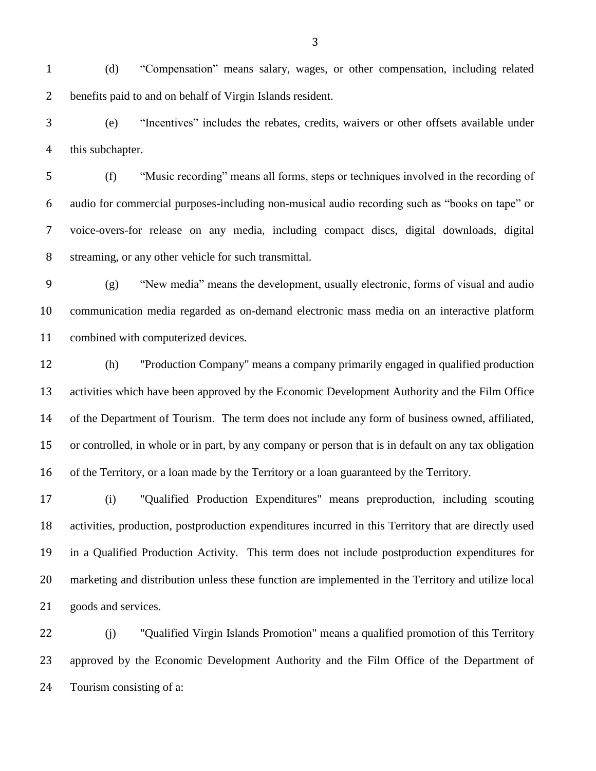(d) “Compensation” means salary, wages, or other compensation, including related benefits paid to and on behalf of Virgin Islands resident.

(e) “Incentives” includes the rebates, credits, waivers or other offsets available under this subchapter.

(f) “Music recording” means all forms, steps or techniques involved in the recording of audio for commercial purposes-including non-musical audio recording such as “books on tape” or voice-overs-for release on any media, including compact discs, digital downloads, digital streaming, or any other vehicle for such transmittal.

(g) “New media” means the development, usually electronic, forms of visual and audio communication media regarded as on-demand electronic mass media on an interactive platform combined with computerized devices.

(h) "Production Company" means a company primarily engaged in qualified production activities which have been approved by the Economic Development Authority and the Film Office of the Department of Tourism. The term does not include any form of business owned, affiliated, or controlled, in whole or in part, by any company or person that is in default on any tax obligation of the Territory, or a loan made by the Territory or a loan guaranteed by the Territory.

(i) "Qualified Production Expenditures" means preproduction, including scouting activities, production, postproduction expenditures incurred in this Territory that are directly used in a Qualified Production Activity. This term does not include postproduction expenditures for marketing and distribution unless these function are implemented in the Territory and utilize local goods and services.

(j) "Qualified Virgin Islands Promotion" means a qualified promotion of this Territory approved by the Economic Development Authority and the Film Office of the Department of Tourism consisting of a: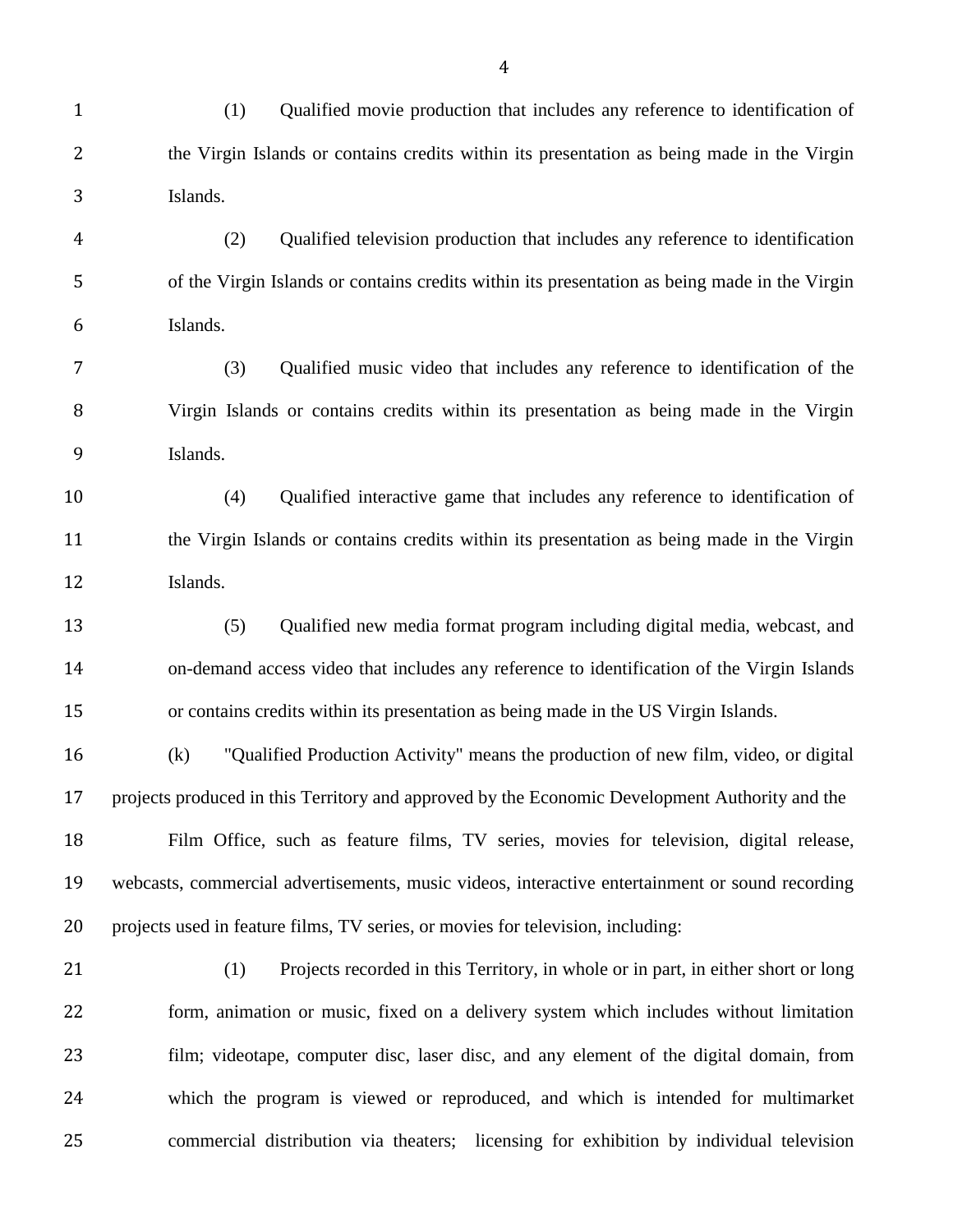(1) Qualified movie production that includes any reference to identification of the Virgin Islands or contains credits within its presentation as being made in the Virgin Islands.

(2) Qualified television production that includes any reference to identification of the Virgin Islands or contains credits within its presentation as being made in the Virgin Islands.

(3) Qualified music video that includes any reference to identification of the Virgin Islands or contains credits within its presentation as being made in the Virgin Islands.

(4) Qualified interactive game that includes any reference to identification of the Virgin Islands or contains credits within its presentation as being made in the Virgin Islands.

(5) Qualified new media format program including digital media, webcast, and on-demand access video that includes any reference to identification of the Virgin Islands or contains credits within its presentation as being made in the US Virgin Islands.

(k) "Qualified Production Activity" means the production of new film, video, or digital projects produced in this Territory and approved by the Economic Development Authority and the Film Office, such as feature films, TV series, movies for television, digital release, webcasts, commercial advertisements, music videos, interactive entertainment or sound recording projects used in feature films, TV series, or movies for television, including:

(1) Projects recorded in this Territory, in whole or in part, in either short or long form, animation or music, fixed on a delivery system which includes without limitation film; videotape, computer disc, laser disc, and any element of the digital domain, from which the program is viewed or reproduced, and which is intended for multimarket commercial distribution via theaters; licensing for exhibition by individual television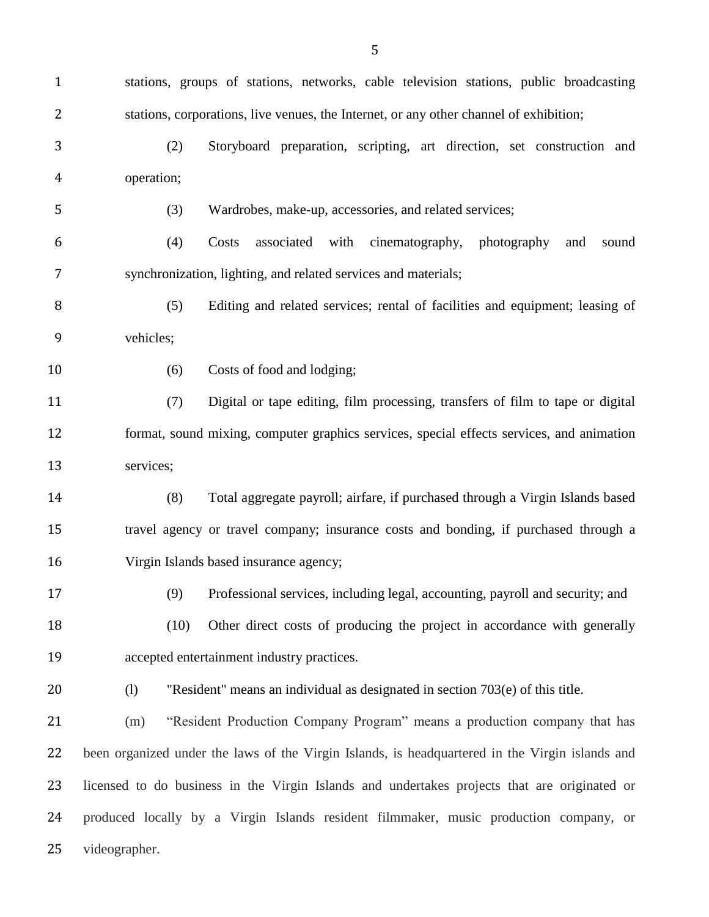stations, groups of stations, networks, cable television stations, public broadcasting stations, corporations, live venues, the Internet, or any other channel of exhibition;

(2) Storyboard preparation, scripting, art direction, set construction and operation;

(3) Wardrobes, make-up, accessories, and related services;

(4) Costs associated with cinematography, photography and sound synchronization, lighting, and related services and materials;

(5) Editing and related services; rental of facilities and equipment; leasing of vehicles;

(6) Costs of food and lodging;

(7) Digital or tape editing, film processing, transfers of film to tape or digital format, sound mixing, computer graphics services, special effects services, and animation services;

(8) Total aggregate payroll; airfare, if purchased through a Virgin Islands based travel agency or travel company; insurance costs and bonding, if purchased through a Virgin Islands based insurance agency;

(9) Professional services, including legal, accounting, payroll and security; and

(10) Other direct costs of producing the project in accordance with generally accepted entertainment industry practices.

(l) "Resident" means an individual as designated in section 703(e) of this title.

(m) "Resident Production Company Program" means a production company that has been organized under the laws of the Virgin Islands, is headquartered in the Virgin islands and licensed to do business in the Virgin Islands and undertakes projects that are originated or produced locally by a Virgin Islands resident filmmaker, music production company, or videographer.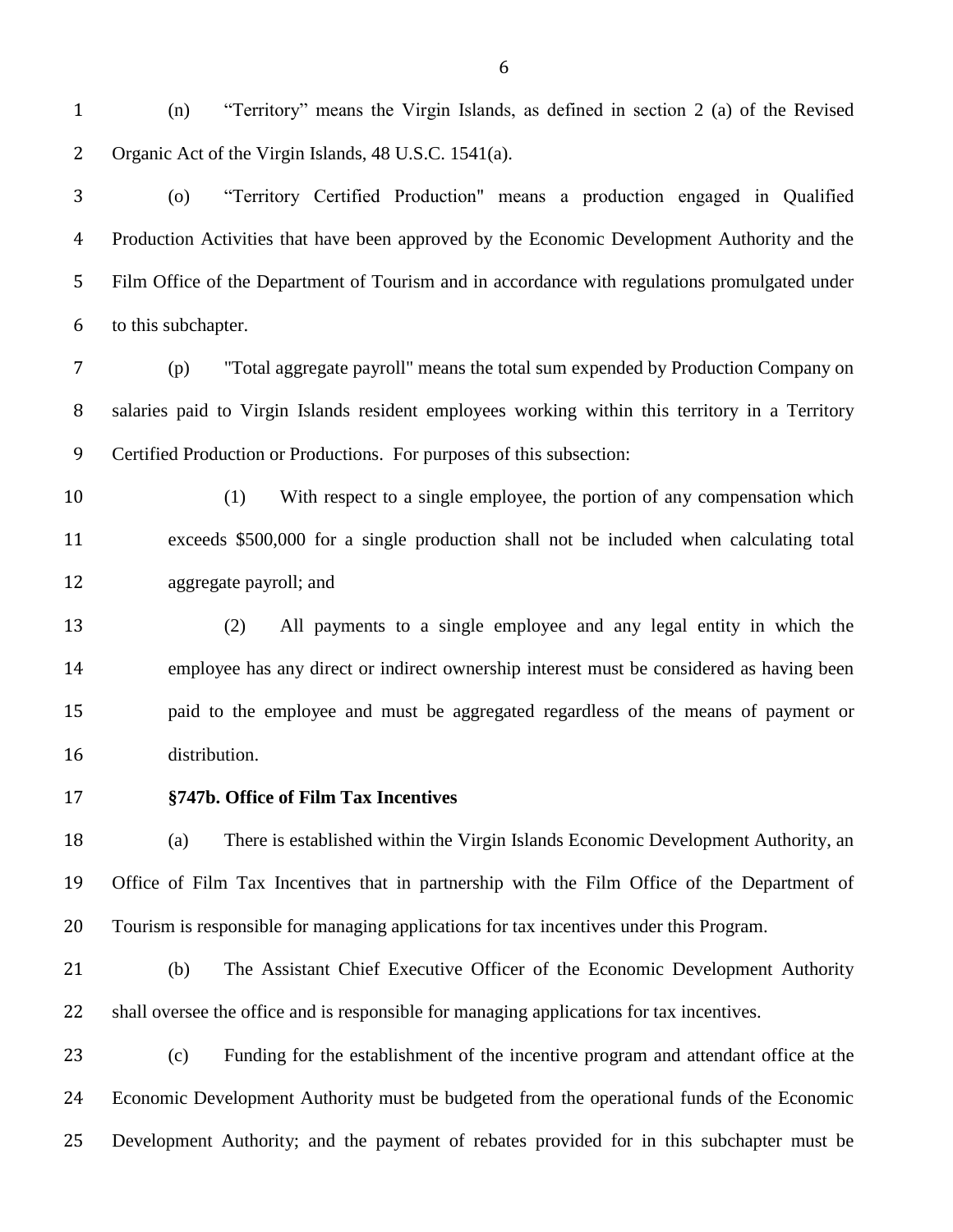(n) “Territory” means the Virgin Islands, as defined in section 2 (a) of the Revised Organic Act of the Virgin Islands, 48 U.S.C. 1541(a).

(o) “Territory Certified Production" means a production engaged in Qualified Production Activities that have been approved by the Economic Development Authority and the Film Office of the Department of Tourism and in accordance with regulations promulgated under to this subchapter.

(p) "Total aggregate payroll" means the total sum expended by Production Company on salaries paid to Virgin Islands resident employees working within this territory in a Territory Certified Production or Productions. For purposes of this subsection:

(1) With respect to a single employee, the portion of any compensation which exceeds $500,000 for a single production shall not be included when calculating total aggregate payroll; and

(2) All payments to a single employee and any legal entity in which the employee has any direct or indirect ownership interest must be considered as having been paid to the employee and must be aggregated regardless of the means of payment or distribution.

**§747b. Office of Film Tax Incentives**

(a) There is established within the Virgin Islands Economic Development Authority, an Office of Film Tax Incentives that in partnership with the Film Office of the Department of Tourism is responsible for managing applications for tax incentives under this Program.

(b) The Assistant Chief Executive Officer of the Economic Development Authority shall oversee the office and is responsible for managing applications for tax incentives.

(c) Funding for the establishment of the incentive program and attendant office at the Economic Development Authority must be budgeted from the operational funds of the Economic Development Authority; and the payment of rebates provided for in this subchapter must be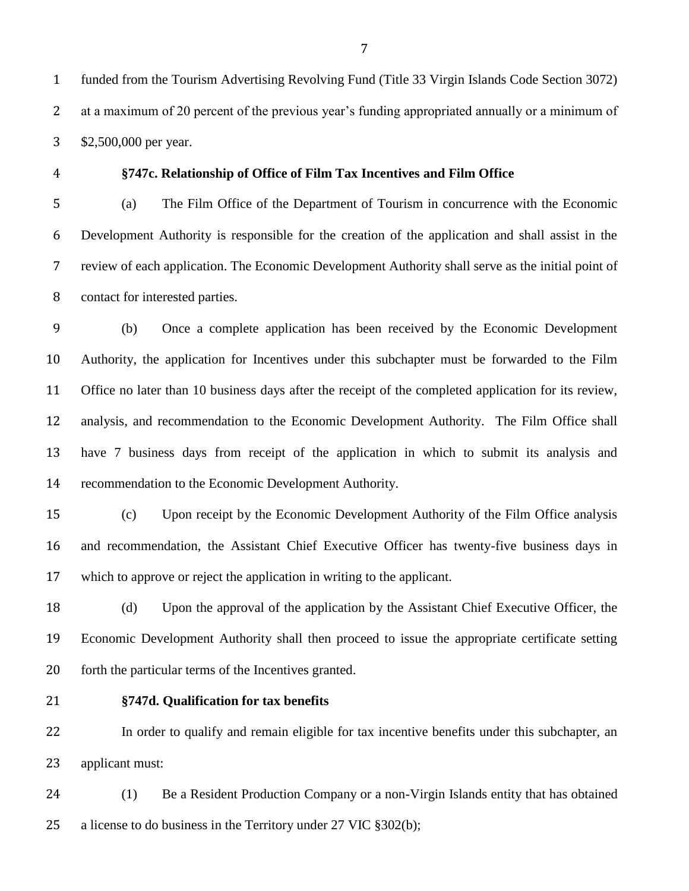funded from the Tourism Advertising Revolving Fund (Title 33 Virgin Islands Code Section 3072) at a maximum of 20 percent of the previous year's funding appropriated annually or a minimum of $2,500,000 per year.

**§747c. Relationship of Office of Film Tax Incentives and Film Office**

(a) The Film Office of the Department of Tourism in concurrence with the Economic Development Authority is responsible for the creation of the application and shall assist in the review of each application. The Economic Development Authority shall serve as the initial point of contact for interested parties.

(b) Once a complete application has been received by the Economic Development Authority, the application for Incentives under this subchapter must be forwarded to the Film Office no later than 10 business days after the receipt of the completed application for its review, analysis, and recommendation to the Economic Development Authority. The Film Office shall have 7 business days from receipt of the application in which to submit its analysis and recommendation to the Economic Development Authority.

(c) Upon receipt by the Economic Development Authority of the Film Office analysis and recommendation, the Assistant Chief Executive Officer has twenty-five business days in which to approve or reject the application in writing to the applicant.

(d) Upon the approval of the application by the Assistant Chief Executive Officer, the Economic Development Authority shall then proceed to issue the appropriate certificate setting forth the particular terms of the Incentives granted.

**§747d. Qualification for tax benefits**

In order to qualify and remain eligible for tax incentive benefits under this subchapter, an applicant must:

(1) Be a Resident Production Company or a non-Virgin Islands entity that has obtained a license to do business in the Territory under 27 VIC §302(b);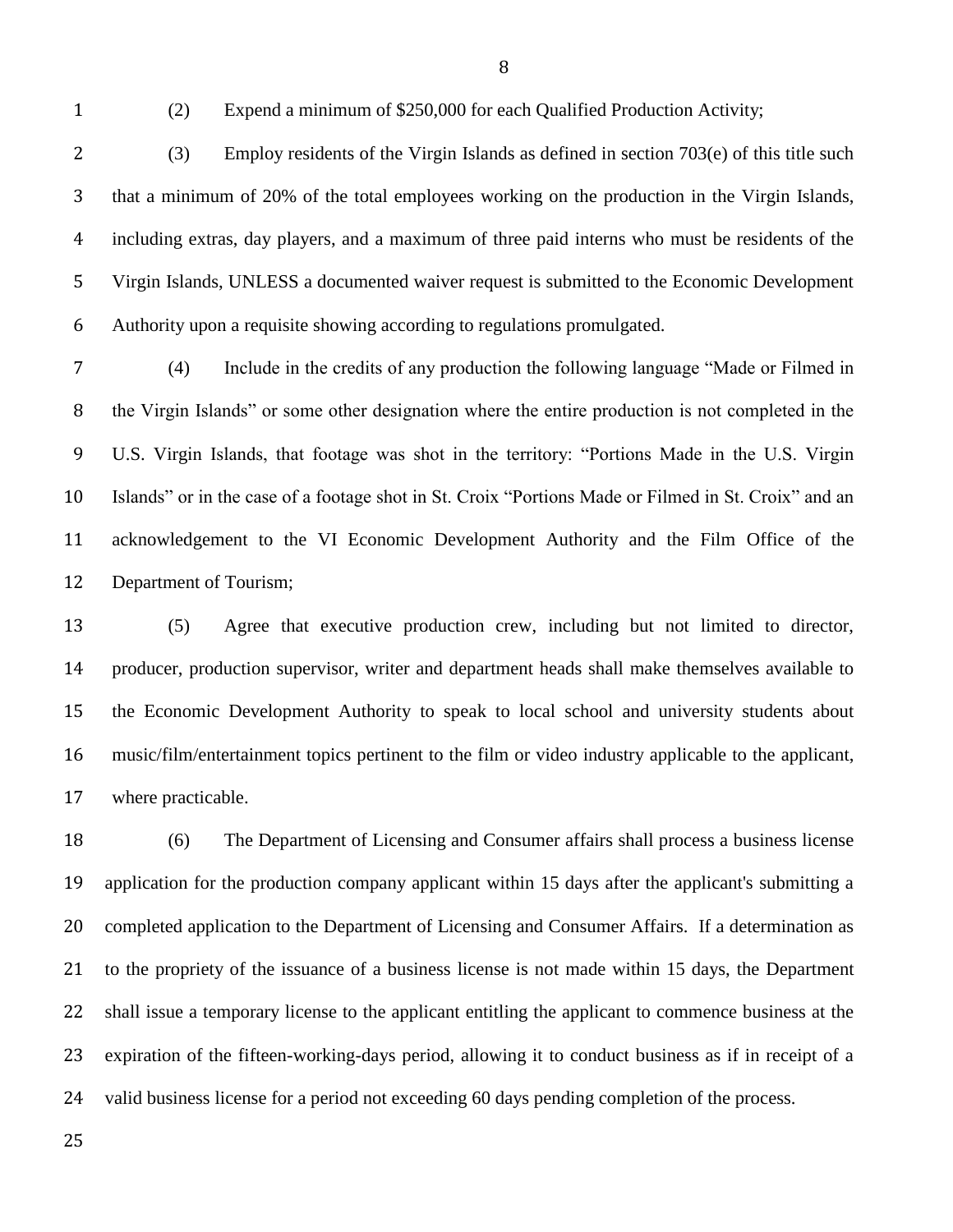(2) Expend a minimum of $250,000 for each Qualified Production Activity;

(3) Employ residents of the Virgin Islands as defined in section 703(e) of this title such that a minimum of 20% of the total employees working on the production in the Virgin Islands, including extras, day players, and a maximum of three paid interns who must be residents of the Virgin Islands, UNLESS a documented waiver request is submitted to the Economic Development Authority upon a requisite showing according to regulations promulgated.

(4) Include in the credits of any production the following language "Made or Filmed in the Virgin Islands" or some other designation where the entire production is not completed in the U.S. Virgin Islands, that footage was shot in the territory: "Portions Made in the U.S. Virgin Islands" or in the case of a footage shot in St. Croix "Portions Made or Filmed in St. Croix" and an acknowledgement to the VI Economic Development Authority and the Film Office of the Department of Tourism;

(5) Agree that executive production crew, including but not limited to director, producer, production supervisor, writer and department heads shall make themselves available to the Economic Development Authority to speak to local school and university students about music/film/entertainment topics pertinent to the film or video industry applicable to the applicant, where practicable.

(6) The Department of Licensing and Consumer affairs shall process a business license application for the production company applicant within 15 days after the applicant's submitting a completed application to the Department of Licensing and Consumer Affairs. If a determination as to the propriety of the issuance of a business license is not made within 15 days, the Department shall issue a temporary license to the applicant entitling the applicant to commence business at the expiration of the fifteen-working-days period, allowing it to conduct business as if in receipt of a valid business license for a period not exceeding 60 days pending completion of the process.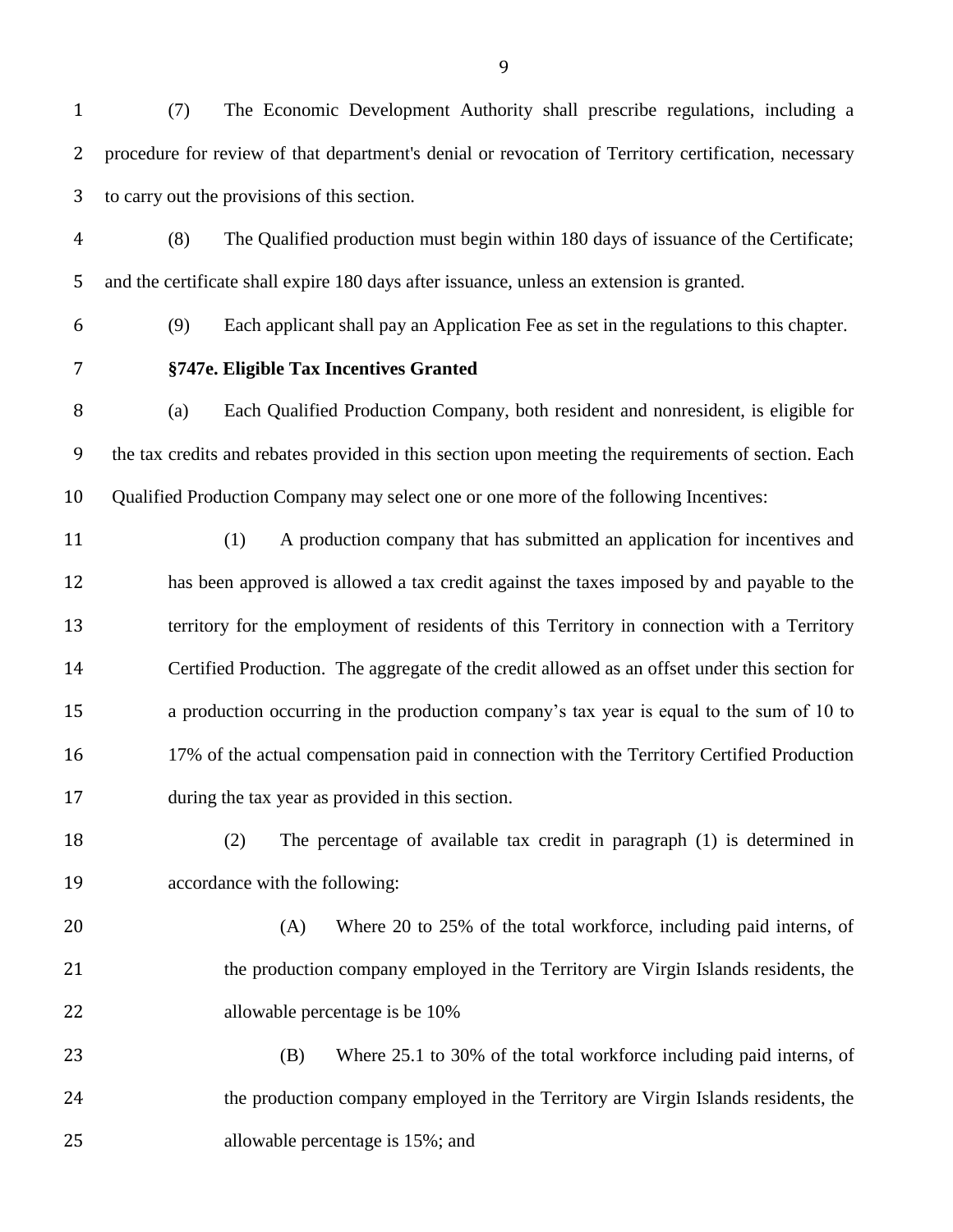(7) The Economic Development Authority shall prescribe regulations, including a procedure for review of that department's denial or revocation of Territory certification, necessary to carry out the provisions of this section.

(8) The Qualified production must begin within 180 days of issuance of the Certificate; and the certificate shall expire 180 days after issuance, unless an extension is granted.

(9) Each applicant shall pay an Application Fee as set in the regulations to this chapter.

**§747e. Eligible Tax Incentives Granted**

(a) Each Qualified Production Company, both resident and nonresident, is eligible for the tax credits and rebates provided in this section upon meeting the requirements of section. Each Qualified Production Company may select one or one more of the following Incentives:

(1) A production company that has submitted an application for incentives and has been approved is allowed a tax credit against the taxes imposed by and payable to the territory for the employment of residents of this Territory in connection with a Territory Certified Production. The aggregate of the credit allowed as an offset under this section for a production occurring in the production company's tax year is equal to the sum of 10 to 17% of the actual compensation paid in connection with the Territory Certified Production during the tax year as provided in this section.

(2) The percentage of available tax credit in paragraph (1) is determined in accordance with the following:

(A) Where 20 to 25% of the total workforce, including paid interns, of the production company employed in the Territory are Virgin Islands residents, the allowable percentage is be 10%

(B) Where 25.1 to 30% of the total workforce including paid interns, of the production company employed in the Territory are Virgin Islands residents, the allowable percentage is 15%; and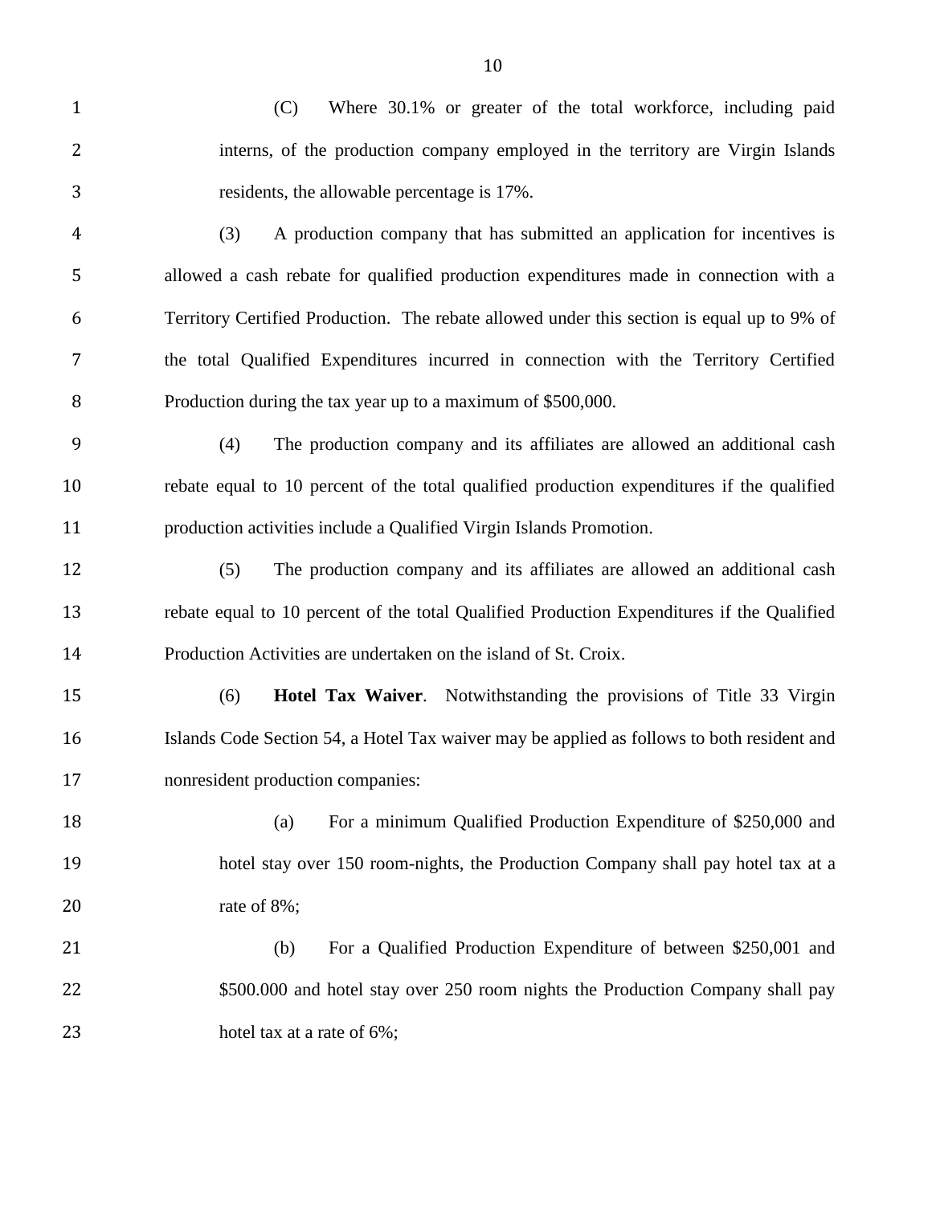(C) Where 30.1% or greater of the total workforce, including paid interns, of the production company employed in the territory are Virgin Islands residents, the allowable percentage is 17%.

(3) A production company that has submitted an application for incentives is allowed a cash rebate for qualified production expenditures made in connection with a Territory Certified Production. The rebate allowed under this section is equal up to 9% of the total Qualified Expenditures incurred in connection with the Territory Certified Production during the tax year up to a maximum of $500,000.

(4) The production company and its affiliates are allowed an additional cash rebate equal to 10 percent of the total qualified production expenditures if the qualified production activities include a Qualified Virgin Islands Promotion.

(5) The production company and its affiliates are allowed an additional cash rebate equal to 10 percent of the total Qualified Production Expenditures if the Qualified Production Activities are undertaken on the island of St. Croix.

(6) **Hotel Tax Waiver**. Notwithstanding the provisions of Title 33 Virgin Islands Code Section 54, a Hotel Tax waiver may be applied as follows to both resident and nonresident production companies:

(a) For a minimum Qualified Production Expenditure of $250,000 and hotel stay over 150 room-nights, the Production Company shall pay hotel tax at a rate of 8%;

(b) For a Qualified Production Expenditure of between $250,001 and $500.000 and hotel stay over 250 room nights the Production Company shall pay hotel tax at a rate of 6%;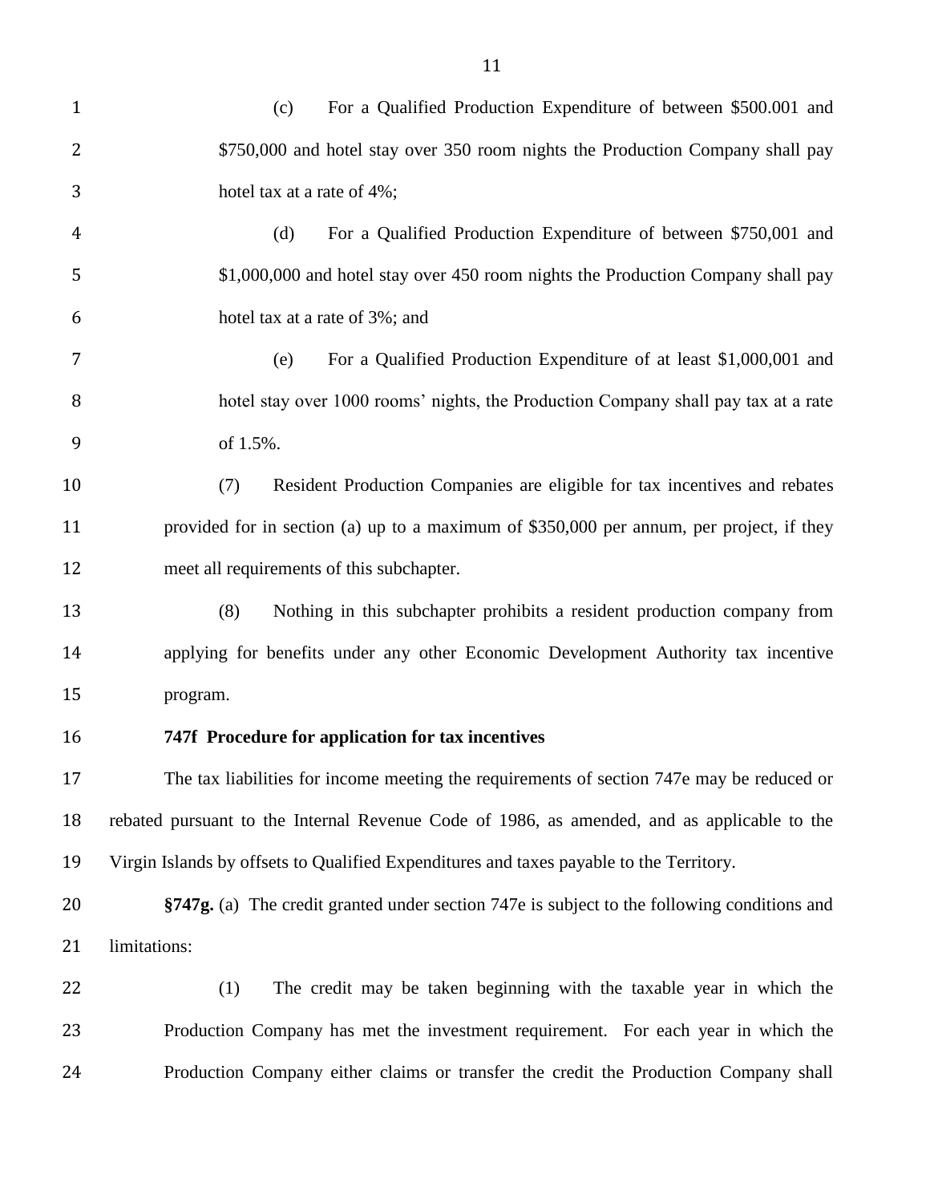(c) For a Qualified Production Expenditure of between $500.001 and $750,000 and hotel stay over 350 room nights the Production Company shall pay hotel tax at a rate of 4%;

(d) For a Qualified Production Expenditure of between $750,001 and $1,000,000 and hotel stay over 450 room nights the Production Company shall pay hotel tax at a rate of 3%; and

(e) For a Qualified Production Expenditure of at least $1,000,001 and hotel stay over 1000 rooms' nights, the Production Company shall pay tax at a rate of 1.5%.

(7) Resident Production Companies are eligible for tax incentives and rebates provided for in section (a) up to a maximum of $350,000 per annum, per project, if they meet all requirements of this subchapter.

(8) Nothing in this subchapter prohibits a resident production company from applying for benefits under any other Economic Development Authority tax incentive program.

**747f Procedure for application for tax incentives**

The tax liabilities for income meeting the requirements of section 747e may be reduced or rebated pursuant to the Internal Revenue Code of 1986, as amended, and as applicable to the Virgin Islands by offsets to Qualified Expenditures and taxes payable to the Territory.

**§747g.** (a) The credit granted under section 747e is subject to the following conditions and limitations:

(1) The credit may be taken beginning with the taxable year in which the Production Company has met the investment requirement. For each year in which the Production Company either claims or transfer the credit the Production Company shall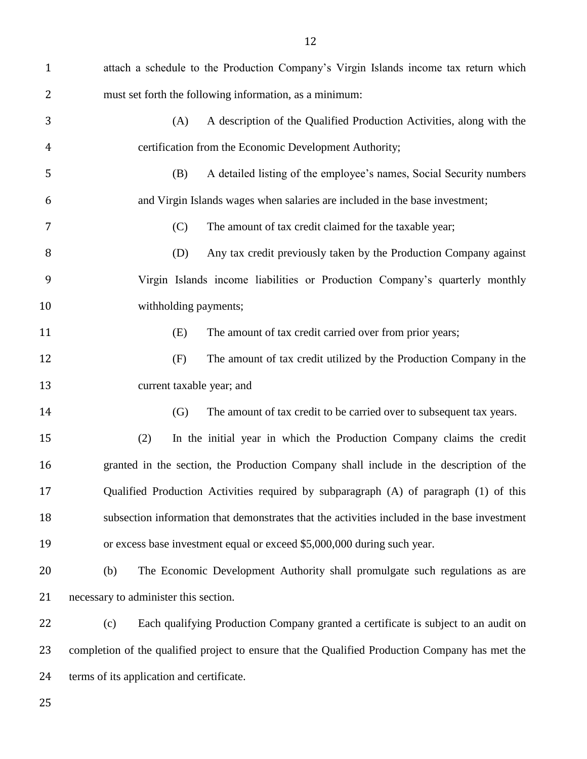attach a schedule to the Production Company's Virgin Islands income tax return which must set forth the following information, as a minimum:

(A) A description of the Qualified Production Activities, along with the certification from the Economic Development Authority;

(B) A detailed listing of the employee's names, Social Security numbers and Virgin Islands wages when salaries are included in the base investment;

(C) The amount of tax credit claimed for the taxable year;

(D) Any tax credit previously taken by the Production Company against Virgin Islands income liabilities or Production Company's quarterly monthly withholding payments;

(E) The amount of tax credit carried over from prior years;

(F) The amount of tax credit utilized by the Production Company in the current taxable year; and

(G) The amount of tax credit to be carried over to subsequent tax years.

(2) In the initial year in which the Production Company claims the credit granted in the section, the Production Company shall include in the description of the Qualified Production Activities required by subparagraph (A) of paragraph (1) of this subsection information that demonstrates that the activities included in the base investment or excess base investment equal or exceed $5,000,000 during such year.

(b) The Economic Development Authority shall promulgate such regulations as are necessary to administer this section.

(c) Each qualifying Production Company granted a certificate is subject to an audit on completion of the qualified project to ensure that the Qualified Production Company has met the terms of its application and certificate.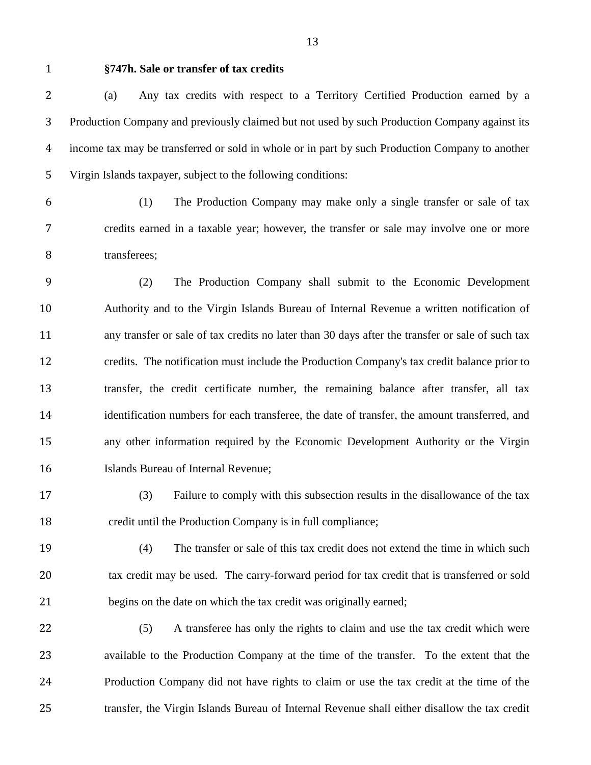**§747h. Sale or transfer of tax credits**

(a) Any tax credits with respect to a Territory Certified Production earned by a Production Company and previously claimed but not used by such Production Company against its income tax may be transferred or sold in whole or in part by such Production Company to another Virgin Islands taxpayer, subject to the following conditions:

(1) The Production Company may make only a single transfer or sale of tax credits earned in a taxable year; however, the transfer or sale may involve one or more transferees;

(2) The Production Company shall submit to the Economic Development Authority and to the Virgin Islands Bureau of Internal Revenue a written notification of any transfer or sale of tax credits no later than 30 days after the transfer or sale of such tax credits. The notification must include the Production Company's tax credit balance prior to transfer, the credit certificate number, the remaining balance after transfer, all tax identification numbers for each transferee, the date of transfer, the amount transferred, and any other information required by the Economic Development Authority or the Virgin Islands Bureau of Internal Revenue;

(3) Failure to comply with this subsection results in the disallowance of the tax credit until the Production Company is in full compliance;

(4) The transfer or sale of this tax credit does not extend the time in which such tax credit may be used. The carry-forward period for tax credit that is transferred or sold begins on the date on which the tax credit was originally earned;

(5) A transferee has only the rights to claim and use the tax credit which were available to the Production Company at the time of the transfer. To the extent that the Production Company did not have rights to claim or use the tax credit at the time of the transfer, the Virgin Islands Bureau of Internal Revenue shall either disallow the tax credit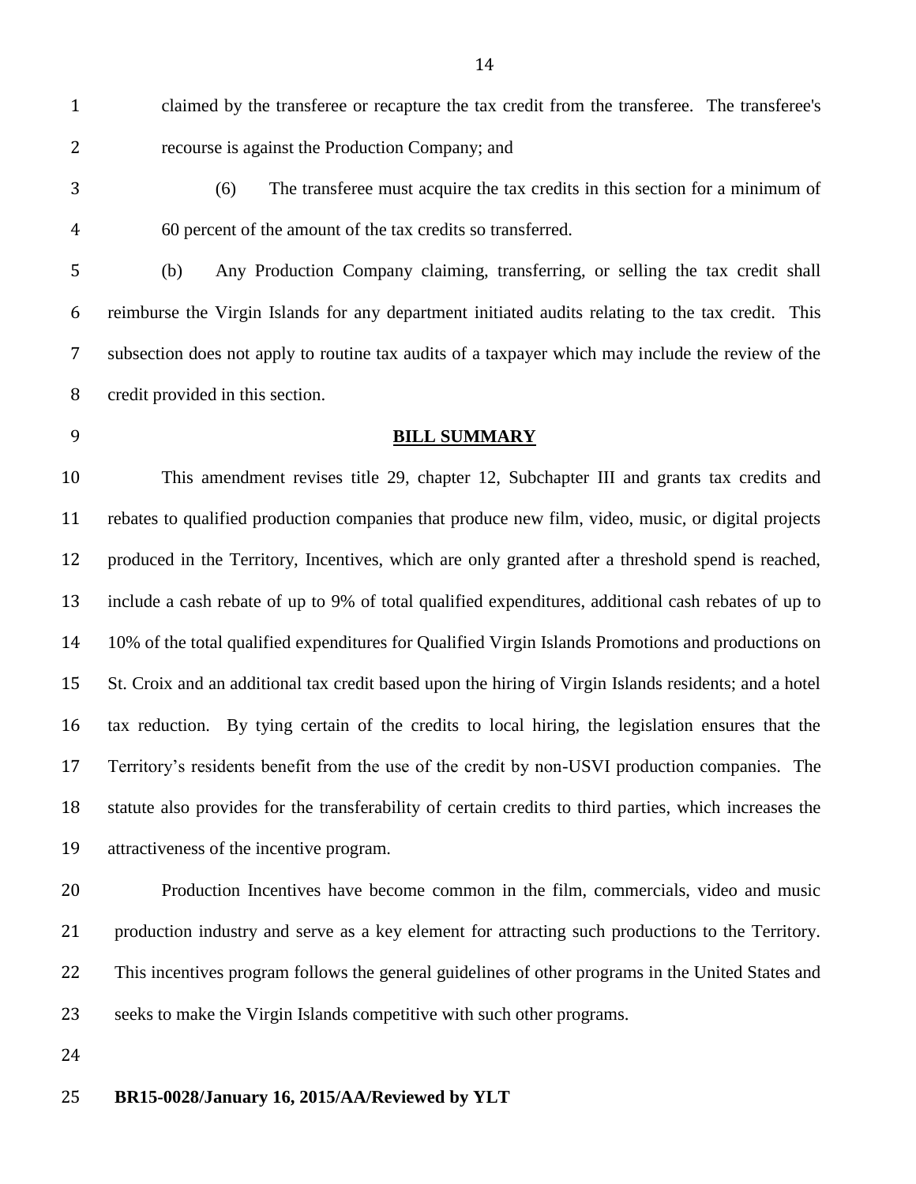claimed by the transferee or recapture the tax credit from the transferee. The transferee's recourse is against the Production Company; and

(6) The transferee must acquire the tax credits in this section for a minimum of 60 percent of the amount of the tax credits so transferred.

(b) Any Production Company claiming, transferring, or selling the tax credit shall reimburse the Virgin Islands for any department initiated audits relating to the tax credit. This subsection does not apply to routine tax audits of a taxpayer which may include the review of the credit provided in this section.

## BILL SUMMARY

This amendment revises title 29, chapter 12, Subchapter III and grants tax credits and rebates to qualified production companies that produce new film, video, music, or digital projects produced in the Territory, Incentives, which are only granted after a threshold spend is reached, include a cash rebate of up to 9% of total qualified expenditures, additional cash rebates of up to 10% of the total qualified expenditures for Qualified Virgin Islands Promotions and productions on St. Croix and an additional tax credit based upon the hiring of Virgin Islands residents; and a hotel tax reduction. By tying certain of the credits to local hiring, the legislation ensures that the Territory's residents benefit from the use of the credit by non-USVI production companies. The statute also provides for the transferability of certain credits to third parties, which increases the attractiveness of the incentive program.

Production Incentives have become common in the film, commercials, video and music production industry and serve as a key element for attracting such productions to the Territory. This incentives program follows the general guidelines of other programs in the United States and seeks to make the Virgin Islands competitive with such other programs.

**BR15-0028/January 16, 2015/AA/Reviewed by YLT**